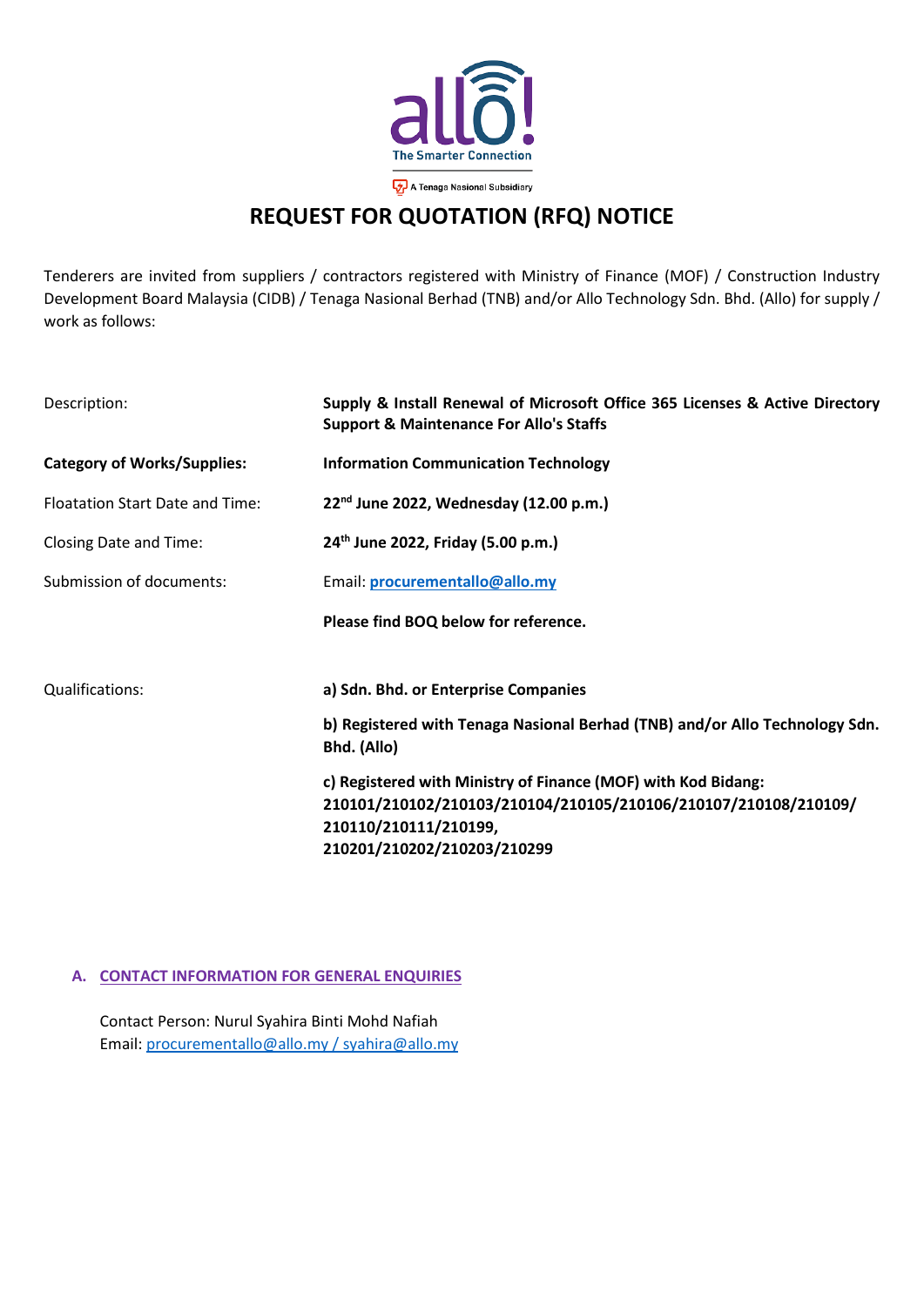# REQUEST FOR QUOTATION (RFQ) NOTICE

Tenderers are invited from suppliers / contractors registered with Ministry of Finance (MOF) / Construction Industry Development Board Malaysia (CIDB) / Tenaga Nasional Berhad (TNB) and/or Allo Technology Sdn. Bhd. (Allo) for supply / work as follows:

| | |
|---|---|
| Description: | **Supply & Install Renewal of Microsoft Office 365 Licenses & Active Directory Support & Maintenance For Allo's Staffs** |
| **Category of Works/Supplies:** | **Information Communication Technology** |
| Floatation Start Date and Time: | **22nd June 2022, Wednesday (12.00 p.m.)** |
| Closing Date and Time: | **24th June 2022, Friday (5.00 p.m.)** |
| Submission of documents: | Email: **procurementallo@allo.my** |
| | **Please find BOQ below for reference.** |
| Qualifications: | **a) Sdn. Bhd. or Enterprise Companies** |
| | **b) Registered with Tenaga Nasional Berhad (TNB) and/or Allo Technology Sdn. Bhd. (Allo)** |
| | **c) Registered with Ministry of Finance (MOF) with Kod Bidang: 210101/210102/210103/210104/210105/210106/210107/210108/210109/ 210110/210111/210199, 210201/210202/210203/210299** |

## A. CONTACT INFORMATION FOR GENERAL ENQUIRIES

Contact Person: Nurul Syahira Binti Mohd Nafiah
Email: procurementallo@allo.my / syahira@allo.my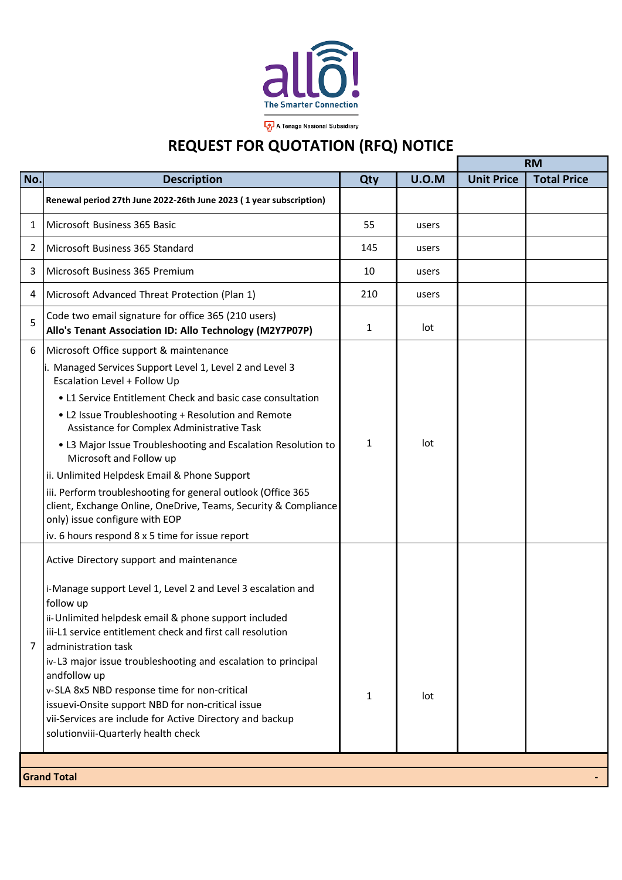allo! The Smarter Connection

A Tenaga Nasional Subsidiary

# REQUEST FOR QUOTATION (RFQ) NOTICE

| No. | Description | Qty | U.O.M | RM | |
|---|---|---|---|---|---|
| | | | | Unit Price | Total Price |
| | **Renewal period 27th June 2022-26th June 2023 ( 1 year subscription)** | | | | |
| 1 | Microsoft Business 365 Basic | 55 | users | | |
| 2 | Microsoft Business 365 Standard | 145 | users | | |
| 3 | Microsoft Business 365 Premium | 10 | users | | |
| 4 | Microsoft Advanced Threat Protection (Plan 1) | 210 | users | | |
| 5 | Code two email signature for office 365 (210 users)<br>**Allo's Tenant Association ID: Allo Technology (M2Y7P07P)** | 1 | lot | | |
| 6 | Microsoft Office support & maintenance<br>i. Managed Services Support Level 1, Level 2 and Level 3 Escalation Level + Follow Up<br>• L1 Service Entitlement Check and basic case consultation<br>• L2 Issue Troubleshooting + Resolution and Remote Assistance for Complex Administrative Task<br>• L3 Major Issue Troubleshooting and Escalation Resolution to Microsoft and Follow up<br>ii. Unlimited Helpdesk Email & Phone Support<br>iii. Perform troubleshooting for general outlook (Office 365 client, Exchange Online, OneDrive, Teams, Security & Compliance only) issue configure with EOP<br>iv. 6 hours respond 8 x 5 time for issue report | 1 | lot | | |
| 7 | Active Directory support and maintenance<br><br>i-Manage support Level 1, Level 2 and Level 3 escalation and follow up<br>ii-Unlimited helpdesk email & phone support included<br>iii-L1 service entitlement check and first call resolution administration task<br>iv-L3 major issue troubleshooting and escalation to principal andfollow up<br>v-SLA 8x5 NBD response time for non-critical issuevi-Onsite support NBD for non-critical issue<br>vii-Services are include for Active Directory and backup solutionviii-Quarterly health check | 1 | lot | | |
| | | | | | |
| **Grand Total** | | | | | - |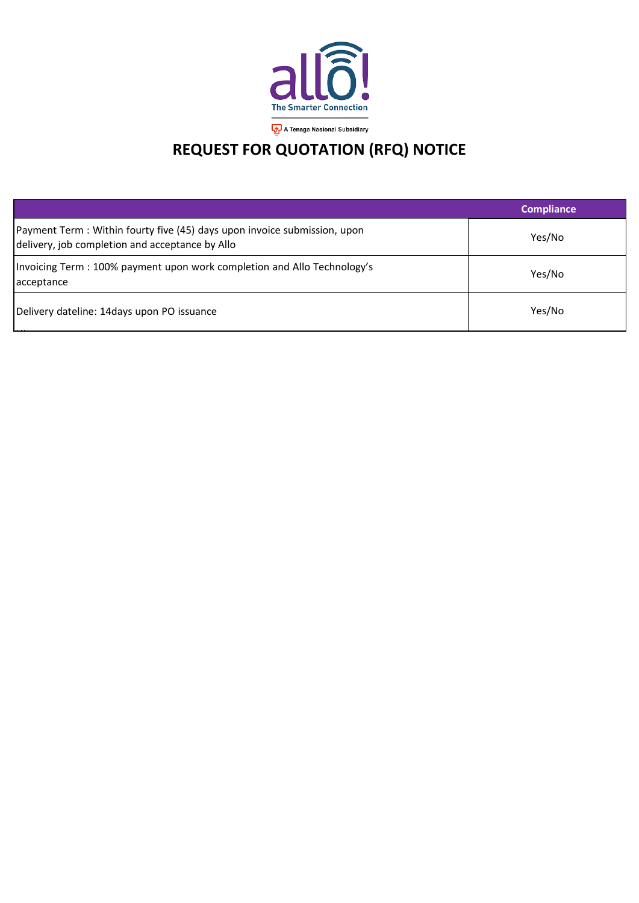allo! The Smarter Connection

A Tenaga Nasional Subsidiary

# REQUEST FOR QUOTATION (RFQ) NOTICE

| | Compliance |
|---|---|
| Payment Term : Within fourty five (45) days upon invoice submission, upon delivery, job completion and acceptance by Allo | Yes/No |
| Invoicing Term : 100% payment upon work completion and Allo Technology's acceptance | Yes/No |
| Delivery dateline: 14days upon PO issuance | Yes/No |